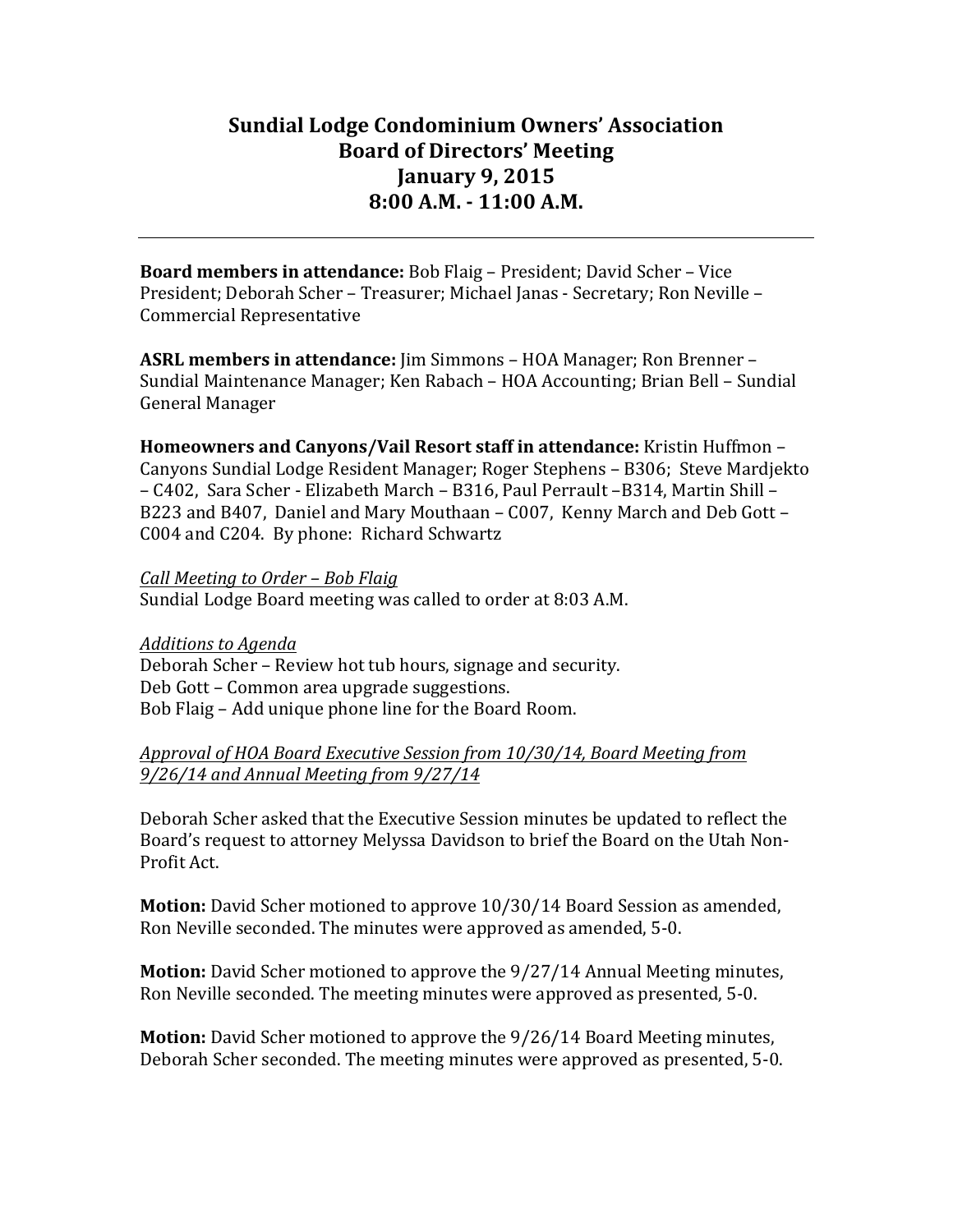# Sundial Lodge Condominium Owners' Association
## Board of Directors' Meeting
## January 9, 2015
## 8:00 A.M. - 11:00 A.M.

---

**Board members in attendance:** Bob Flaig – President; David Scher – Vice President; Deborah Scher – Treasurer; Michael Janas - Secretary; Ron Neville – Commercial Representative

**ASRL members in attendance:** Jim Simmons – HOA Manager; Ron Brenner – Sundial Maintenance Manager; Ken Rabach – HOA Accounting; Brian Bell – Sundial General Manager

**Homeowners and Canyons/Vail Resort staff in attendance:** Kristin Huffmon – Canyons Sundial Lodge Resident Manager; Roger Stephens – B306; Steve Mardjekto – C402, Sara Scher - Elizabeth March – B316, Paul Perrault –B314, Martin Shill – B223 and B407, Daniel and Mary Mouthaan – C007, Kenny March and Deb Gott – C004 and C204. By phone: Richard Schwartz

*Call Meeting to Order – Bob Flaig*

Sundial Lodge Board meeting was called to order at 8:03 A.M.

*Additions to Agenda*

Deborah Scher – Review hot tub hours, signage and security.
Deb Gott – Common area upgrade suggestions.
Bob Flaig – Add unique phone line for the Board Room.

*Approval of HOA Board Executive Session from 10/30/14, Board Meeting from 9/26/14 and Annual Meeting from 9/27/14*

Deborah Scher asked that the Executive Session minutes be updated to reflect the Board's request to attorney Melyssa Davidson to brief the Board on the Utah Non-Profit Act.

**Motion:** David Scher motioned to approve 10/30/14 Board Session as amended, Ron Neville seconded. The minutes were approved as amended, 5-0.

**Motion:** David Scher motioned to approve the 9/27/14 Annual Meeting minutes, Ron Neville seconded. The meeting minutes were approved as presented, 5-0.

**Motion:** David Scher motioned to approve the 9/26/14 Board Meeting minutes, Deborah Scher seconded. The meeting minutes were approved as presented, 5-0.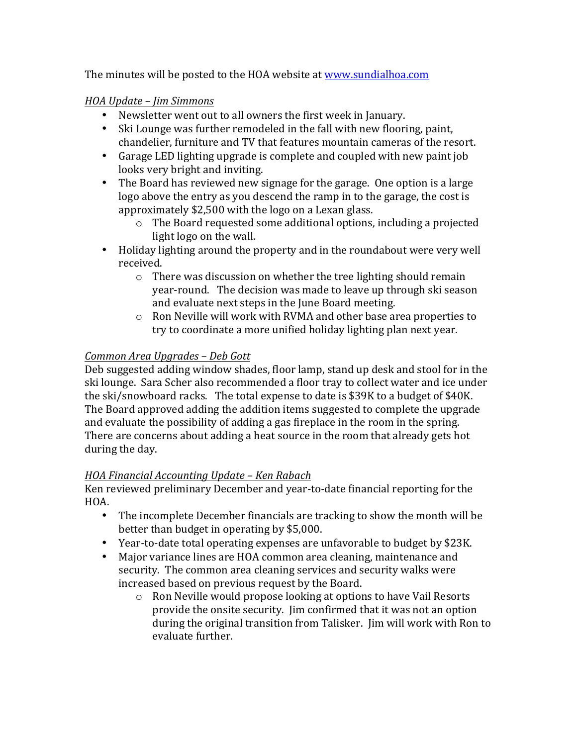The minutes will be posted to the HOA website at [www.sundialhoa.com](http://www.sundialhoa.com)

*HOA Update – Jim Simmons*

- Newsletter went out to all owners the first week in January.
- Ski Lounge was further remodeled in the fall with new flooring, paint, chandelier, furniture and TV that features mountain cameras of the resort.
- Garage LED lighting upgrade is complete and coupled with new paint job looks very bright and inviting.
- The Board has reviewed new signage for the garage. One option is a large logo above the entry as you descend the ramp in to the garage, the cost is approximately $2,500 with the logo on a Lexan glass.
    - The Board requested some additional options, including a projected light logo on the wall.
- Holiday lighting around the property and in the roundabout were very well received.
    - There was discussion on whether the tree lighting should remain year-round. The decision was made to leave up through ski season and evaluate next steps in the June Board meeting.
    - Ron Neville will work with RVMA and other base area properties to try to coordinate a more unified holiday lighting plan next year.

*Common Area Upgrades – Deb Gott*

Deb suggested adding window shades, floor lamp, stand up desk and stool for in the ski lounge. Sara Scher also recommended a floor tray to collect water and ice under the ski/snowboard racks. The total expense to date is $39K to a budget of $40K. The Board approved adding the addition items suggested to complete the upgrade and evaluate the possibility of adding a gas fireplace in the room in the spring. There are concerns about adding a heat source in the room that already gets hot during the day.

*HOA Financial Accounting Update – Ken Rabach*

Ken reviewed preliminary December and year-to-date financial reporting for the HOA.

- The incomplete December financials are tracking to show the month will be better than budget in operating by $5,000.
- Year-to-date total operating expenses are unfavorable to budget by $23K.
- Major variance lines are HOA common area cleaning, maintenance and security. The common area cleaning services and security walks were increased based on previous request by the Board.
    - Ron Neville would propose looking at options to have Vail Resorts provide the onsite security. Jim confirmed that it was not an option during the original transition from Talisker. Jim will work with Ron to evaluate further.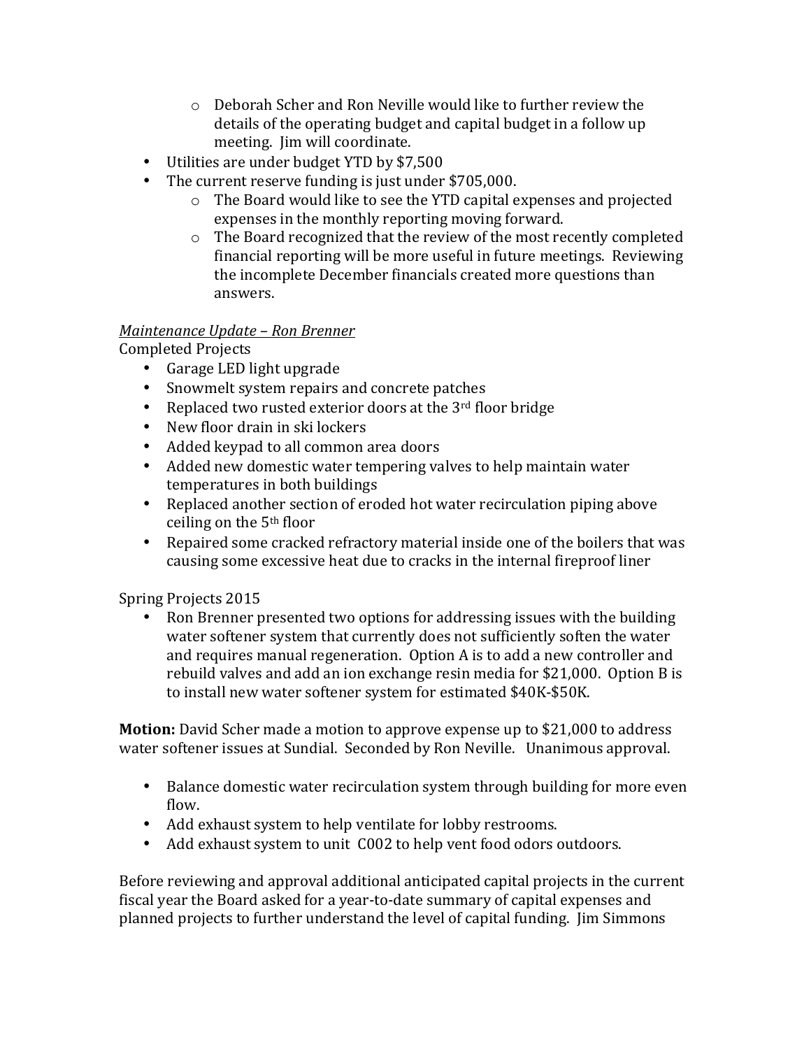- Deborah Scher and Ron Neville would like to further review the details of the operating budget and capital budget in a follow up meeting. Jim will coordinate.
- Utilities are under budget YTD by $7,500
- The current reserve funding is just under $705,000.
   - The Board would like to see the YTD capital expenses and projected expenses in the monthly reporting moving forward.
   - The Board recognized that the review of the most recently completed financial reporting will be more useful in future meetings. Reviewing the incomplete December financials created more questions than answers.

*Maintenance Update – Ron Brenner*

Completed Projects

- Garage LED light upgrade
- Snowmelt system repairs and concrete patches
- Replaced two rusted exterior doors at the 3rd floor bridge
- New floor drain in ski lockers
- Added keypad to all common area doors
- Added new domestic water tempering valves to help maintain water temperatures in both buildings
- Replaced another section of eroded hot water recirculation piping above ceiling on the 5th floor
- Repaired some cracked refractory material inside one of the boilers that was causing some excessive heat due to cracks in the internal fireproof liner

Spring Projects 2015

- Ron Brenner presented two options for addressing issues with the building water softener system that currently does not sufficiently soften the water and requires manual regeneration. Option A is to add a new controller and rebuild valves and add an ion exchange resin media for $21,000. Option B is to install new water softener system for estimated $40K-$50K.

**Motion:** David Scher made a motion to approve expense up to $21,000 to address water softener issues at Sundial. Seconded by Ron Neville. Unanimous approval.

- Balance domestic water recirculation system through building for more even flow.
- Add exhaust system to help ventilate for lobby restrooms.
- Add exhaust system to unit C002 to help vent food odors outdoors.

Before reviewing and approval additional anticipated capital projects in the current fiscal year the Board asked for a year-to-date summary of capital expenses and planned projects to further understand the level of capital funding. Jim Simmons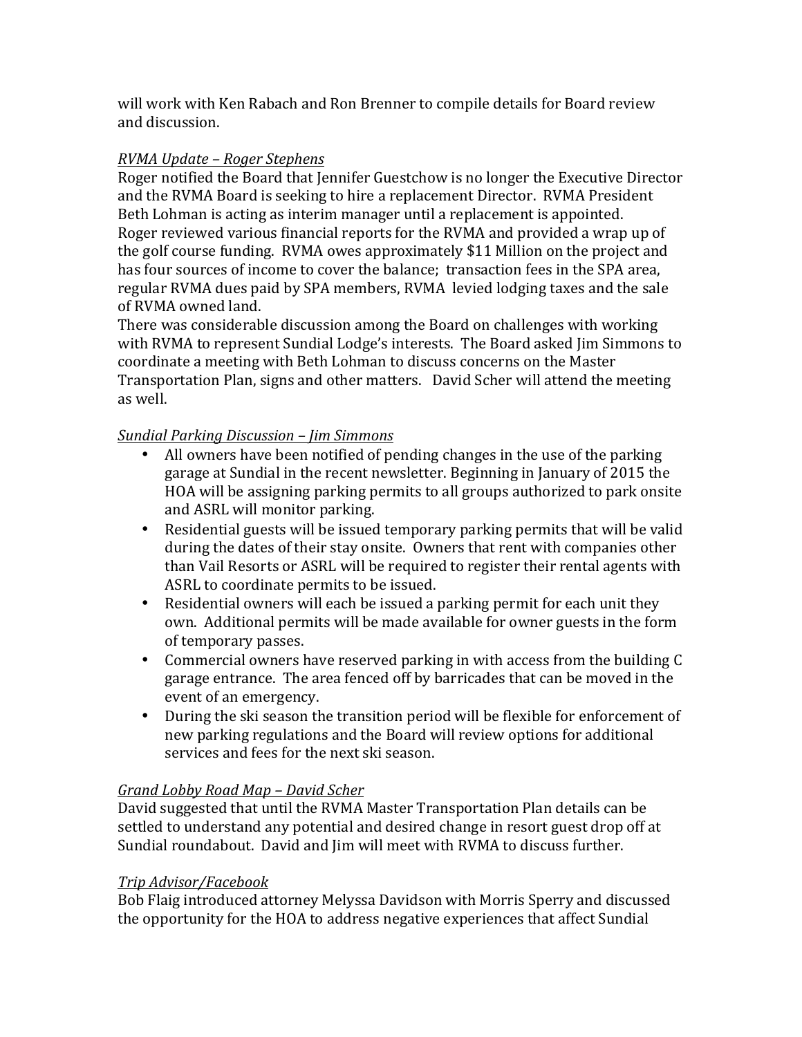will work with Ken Rabach and Ron Brenner to compile details for Board review and discussion.

*RVMA Update – Roger Stephens*

Roger notified the Board that Jennifer Guestchow is no longer the Executive Director and the RVMA Board is seeking to hire a replacement Director. RVMA President Beth Lohman is acting as interim manager until a replacement is appointed.
Roger reviewed various financial reports for the RVMA and provided a wrap up of the golf course funding. RVMA owes approximately $11 Million on the project and has four sources of income to cover the balance; transaction fees in the SPA area, regular RVMA dues paid by SPA members, RVMA levied lodging taxes and the sale of RVMA owned land.
There was considerable discussion among the Board on challenges with working with RVMA to represent Sundial Lodge's interests. The Board asked Jim Simmons to coordinate a meeting with Beth Lohman to discuss concerns on the Master Transportation Plan, signs and other matters. David Scher will attend the meeting as well.

*Sundial Parking Discussion – Jim Simmons*

- All owners have been notified of pending changes in the use of the parking garage at Sundial in the recent newsletter. Beginning in January of 2015 the HOA will be assigning parking permits to all groups authorized to park onsite and ASRL will monitor parking.
- Residential guests will be issued temporary parking permits that will be valid during the dates of their stay onsite. Owners that rent with companies other than Vail Resorts or ASRL will be required to register their rental agents with ASRL to coordinate permits to be issued.
- Residential owners will each be issued a parking permit for each unit they own. Additional permits will be made available for owner guests in the form of temporary passes.
- Commercial owners have reserved parking in with access from the building C garage entrance. The area fenced off by barricades that can be moved in the event of an emergency.
- During the ski season the transition period will be flexible for enforcement of new parking regulations and the Board will review options for additional services and fees for the next ski season.

*Grand Lobby Road Map – David Scher*

David suggested that until the RVMA Master Transportation Plan details can be settled to understand any potential and desired change in resort guest drop off at Sundial roundabout. David and Jim will meet with RVMA to discuss further.

*Trip Advisor/Facebook*

Bob Flaig introduced attorney Melyssa Davidson with Morris Sperry and discussed the opportunity for the HOA to address negative experiences that affect Sundial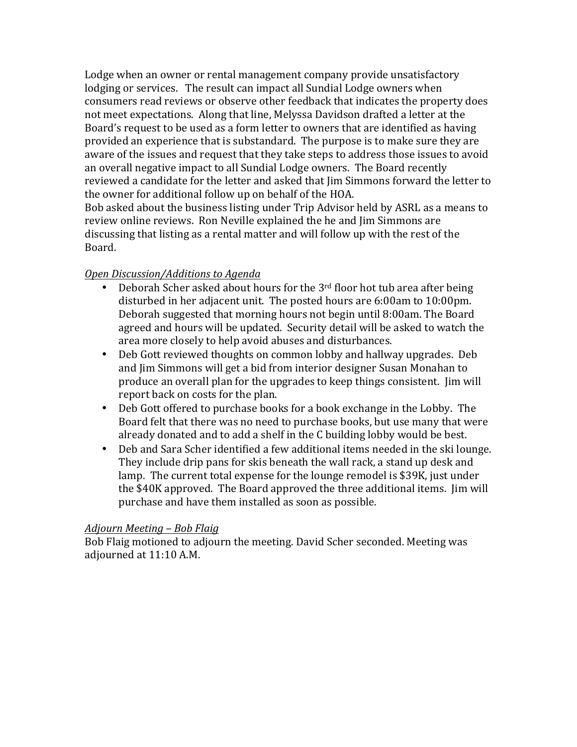Lodge when an owner or rental management company provide unsatisfactory lodging or services. The result can impact all Sundial Lodge owners when consumers read reviews or observe other feedback that indicates the property does not meet expectations. Along that line, Melyssa Davidson drafted a letter at the Board's request to be used as a form letter to owners that are identified as having provided an experience that is substandard. The purpose is to make sure they are aware of the issues and request that they take steps to address those issues to avoid an overall negative impact to all Sundial Lodge owners. The Board recently reviewed a candidate for the letter and asked that Jim Simmons forward the letter to the owner for additional follow up on behalf of the HOA.
Bob asked about the business listing under Trip Advisor held by ASRL as a means to review online reviews. Ron Neville explained the he and Jim Simmons are discussing that listing as a rental matter and will follow up with the rest of the Board.

*Open Discussion/Additions to Agenda*

- Deborah Scher asked about hours for the 3rd floor hot tub area after being disturbed in her adjacent unit. The posted hours are 6:00am to 10:00pm. Deborah suggested that morning hours not begin until 8:00am. The Board agreed and hours will be updated. Security detail will be asked to watch the area more closely to help avoid abuses and disturbances.
- Deb Gott reviewed thoughts on common lobby and hallway upgrades. Deb and Jim Simmons will get a bid from interior designer Susan Monahan to produce an overall plan for the upgrades to keep things consistent. Jim will report back on costs for the plan.
- Deb Gott offered to purchase books for a book exchange in the Lobby. The Board felt that there was no need to purchase books, but use many that were already donated and to add a shelf in the C building lobby would be best.
- Deb and Sara Scher identified a few additional items needed in the ski lounge. They include drip pans for skis beneath the wall rack, a stand up desk and lamp. The current total expense for the lounge remodel is $39K, just under the $40K approved. The Board approved the three additional items. Jim will purchase and have them installed as soon as possible.

*Adjourn Meeting – Bob Flaig*

Bob Flaig motioned to adjourn the meeting. David Scher seconded. Meeting was adjourned at 11:10 A.M.